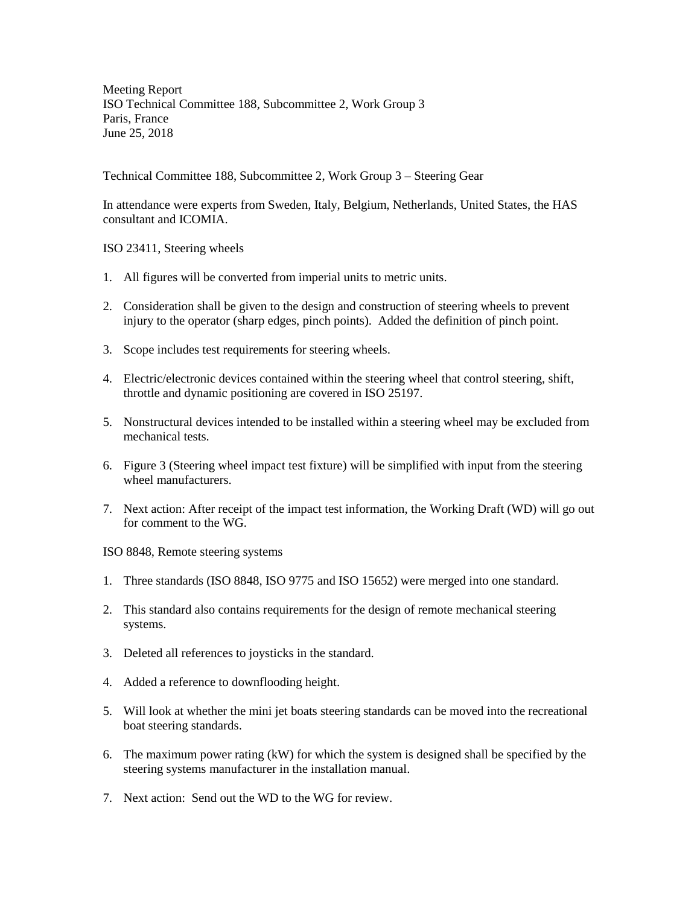Meeting Report
ISO Technical Committee 188, Subcommittee 2, Work Group 3
Paris, France
June 25, 2018

Technical Committee 188, Subcommittee 2, Work Group 3 – Steering Gear

In attendance were experts from Sweden, Italy, Belgium, Netherlands, United States, the HAS consultant and ICOMIA.

ISO 23411, Steering wheels

1. All figures will be converted from imperial units to metric units.

2. Consideration shall be given to the design and construction of steering wheels to prevent injury to the operator (sharp edges, pinch points). Added the definition of pinch point.

3. Scope includes test requirements for steering wheels.

4. Electric/electronic devices contained within the steering wheel that control steering, shift, throttle and dynamic positioning are covered in ISO 25197.

5. Nonstructural devices intended to be installed within a steering wheel may be excluded from mechanical tests.

6. Figure 3 (Steering wheel impact test fixture) will be simplified with input from the steering wheel manufacturers.

7. Next action: After receipt of the impact test information, the Working Draft (WD) will go out for comment to the WG.

ISO 8848, Remote steering systems

1. Three standards (ISO 8848, ISO 9775 and ISO 15652) were merged into one standard.

2. This standard also contains requirements for the design of remote mechanical steering systems.

3. Deleted all references to joysticks in the standard.

4. Added a reference to downflooding height.

5. Will look at whether the mini jet boats steering standards can be moved into the recreational boat steering standards.

6. The maximum power rating (kW) for which the system is designed shall be specified by the steering systems manufacturer in the installation manual.

7. Next action: Send out the WD to the WG for review.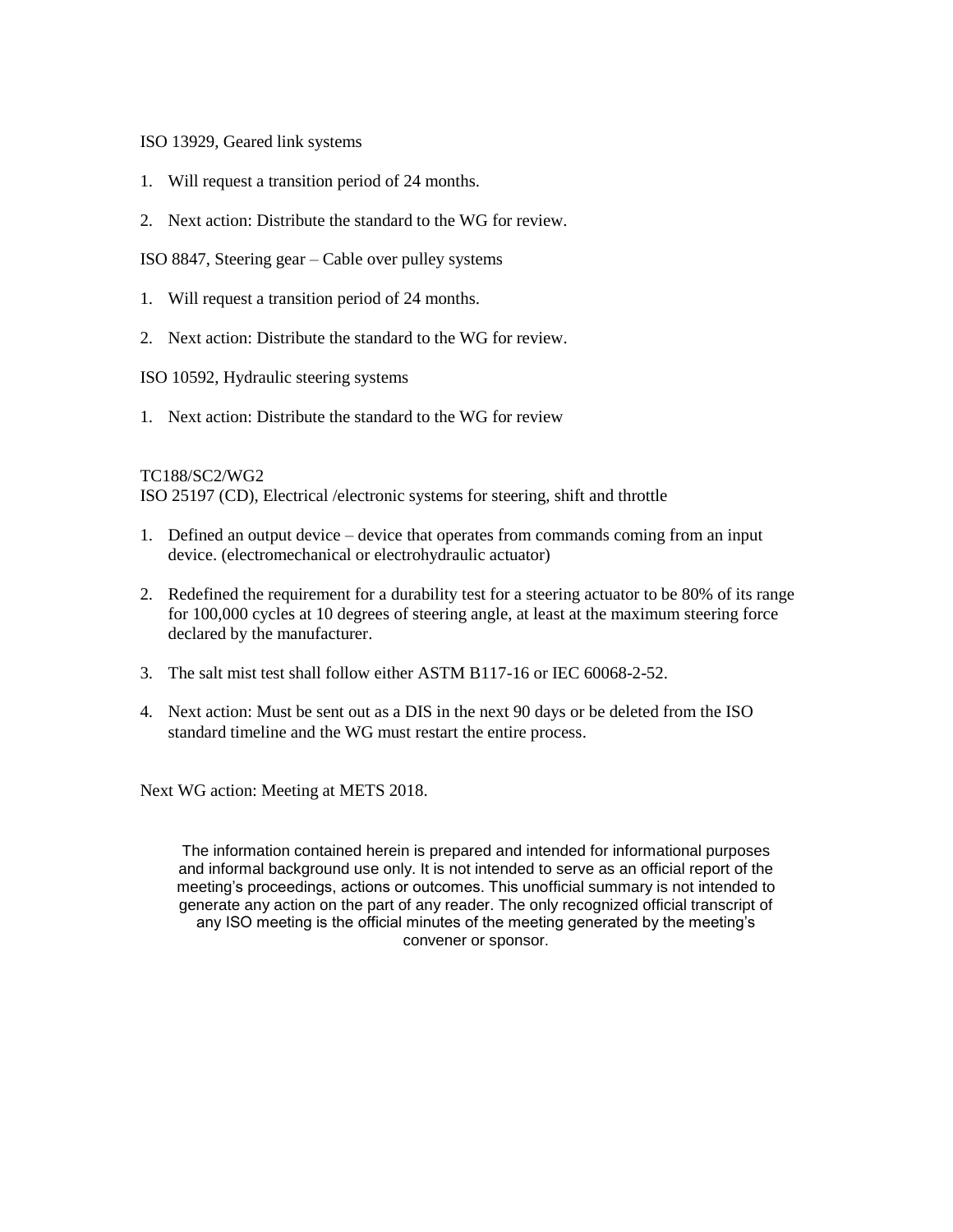ISO 13929, Geared link systems

1. Will request a transition period of 24 months.

2. Next action: Distribute the standard to the WG for review.

ISO 8847, Steering gear – Cable over pulley systems

1. Will request a transition period of 24 months.

2. Next action: Distribute the standard to the WG for review.

ISO 10592, Hydraulic steering systems

1. Next action: Distribute the standard to the WG for review

TC188/SC2/WG2
ISO 25197 (CD), Electrical /electronic systems for steering, shift and throttle

1. Defined an output device – device that operates from commands coming from an input device. (electromechanical or electrohydraulic actuator)

2. Redefined the requirement for a durability test for a steering actuator to be 80% of its range for 100,000 cycles at 10 degrees of steering angle, at least at the maximum steering force declared by the manufacturer.

3. The salt mist test shall follow either ASTM B117-16 or IEC 60068-2-52.

4. Next action: Must be sent out as a DIS in the next 90 days or be deleted from the ISO standard timeline and the WG must restart the entire process.

Next WG action: Meeting at METS 2018.

The information contained herein is prepared and intended for informational purposes and informal background use only. It is not intended to serve as an official report of the meeting's proceedings, actions or outcomes. This unofficial summary is not intended to generate any action on the part of any reader. The only recognized official transcript of any ISO meeting is the official minutes of the meeting generated by the meeting's convener or sponsor.